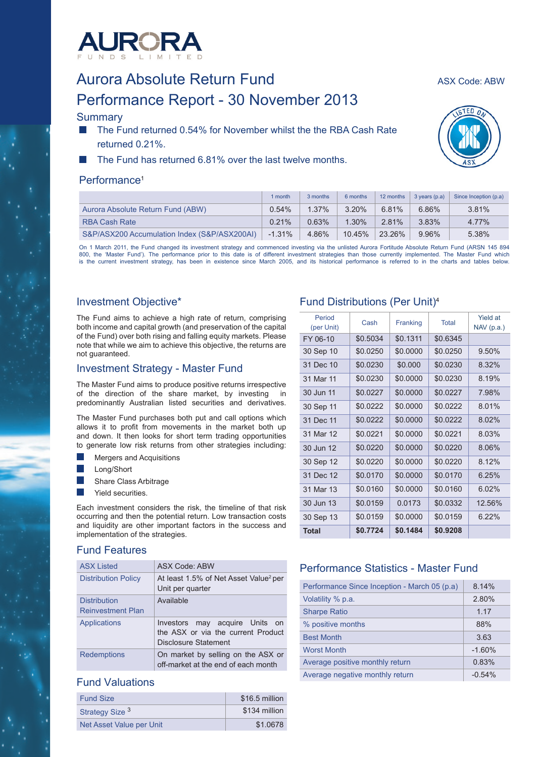# Aurora Absolute Return Fund

ASX Code: ABW

# Performance Report - 30 November 2013

## Summary

- The Fund returned 0.54% for November whilst the the RBA Cash Rate returned 0.21%.
- The Fund has returned 6.81% over the last twelve months.

## Performance[1]

| | 1 month | 3 months | 6 months | 12 months | 3 years (p.a) | Since Inception (p.a) |
|---|---|---|---|---|---|---|
| Aurora Absolute Return Fund (ABW) | 0.54% | 1.37% | 3.20% | 6.81% | 6.86% | 3.81% |
| RBA Cash Rate | 0.21% | 0.63% | 1.30% | 2.81% | 3.83% | 4.77% |
| S&P/ASX200 Accumulation Index (S&P/ASX200AI) | -1.31% | 4.86% | 10.45% | 23.26% | 9.96% | 5.38% |

On 1 March 2011, the Fund changed its investment strategy and commenced investing via the unlisted Aurora Fortitude Absolute Return Fund (ARSN 145 894 800, the 'Master Fund'). The performance prior to this date is of different investment strategies than those currently implemented. The Master Fund which is the current investment strategy, has been in existence since March 2005, and its historical performance is referred to in the charts and tables below.

## Investment Objective*

The Fund aims to achieve a high rate of return, comprising both income and capital growth (and preservation of the capital of the Fund) over both rising and falling equity markets. Please note that while we aim to achieve this objective, the returns are not guaranteed.

## Investment Strategy - Master Fund

The Master Fund aims to produce positive returns irrespective of the direction of the share market, by investing in predominantly Australian listed securities and derivatives.

The Master Fund purchases both put and call options which allows it to profit from movements in the market both up and down. It then looks for short term trading opportunities to generate low risk returns from other strategies including:

- Mergers and Acquisitions
- Long/Short
- Share Class Arbitrage
- Yield securities.

Each investment considers the risk, the timeline of that risk occurring and then the potential return. Low transaction costs and liquidity are other important factors in the success and implementation of the strategies.

## Fund Features

| | |
|---|---|
| ASX Listed | ASX Code: ABW |
| Distribution Policy | At least 1.5% of Net Asset Value[2] per Unit per quarter |
| Distribution Reinvestment Plan | Available |
| Applications | Investors may acquire Units on the ASX or via the current Product Disclosure Statement |
| Redemptions | On market by selling on the ASX or off-market at the end of each month |

## Fund Valuations

| | |
|---|---|
| Fund Size | $16.5 million |
| Strategy Size [3] | $134 million |
| Net Asset Value per Unit | $1.0678 |

## Fund Distributions (Per Unit)[4]

| Period (per Unit) | Cash | Franking | Total | Yield at NAV (p.a.) |
|---|---|---|---|---|
| FY 06-10 | $0.5034 | $0.1311 | $0.6345 | |
| 30 Sep 10 | $0.0250 | $0.0000 | $0.0250 | 9.50% |
| 31 Dec 10 | $0.0230 | $0.000 | $0.0230 | 8.32% |
| 31 Mar 11 | $0.0230 | $0.0000 | $0.0230 | 8.19% |
| 30 Jun 11 | $0.0227 | $0.0000 | $0.0227 | 7.98% |
| 30 Sep 11 | $0.0222 | $0.0000 | $0.0222 | 8.01% |
| 31 Dec 11 | $0.0222 | $0.0000 | $0.0222 | 8.02% |
| 31 Mar 12 | $0.0221 | $0.0000 | $0.0221 | 8.03% |
| 30 Jun 12 | $0.0220 | $0.0000 | $0.0220 | 8.06% |
| 30 Sep 12 | $0.0220 | $0.0000 | $0.0220 | 8.12% |
| 31 Dec 12 | $0.0170 | $0.0000 | $0.0170 | 6.25% |
| 31 Mar 13 | $0.0160 | $0.0000 | $0.0160 | 6.02% |
| 30 Jun 13 | $0.0159 | 0.0173 | $0.0332 | 12.56% |
| 30 Sep 13 | $0.0159 | $0.0000 | $0.0159 | 6.22% |
| **Total** | **$0.7724** | **$0.1484** | **$0.9208** | |

## Performance Statistics - Master Fund

| | |
|---|---|
| Performance Since Inception - March 05 (p.a) | 8.14% |
| Volatility % p.a. | 2.80% |
| Sharpe Ratio | 1.17 |
| % positive months | 88% |
| Best Month | 3.63 |
| Worst Month | -1.60% |
| Average positive monthly return | 0.83% |
| Average negative monthly return | -0.54% |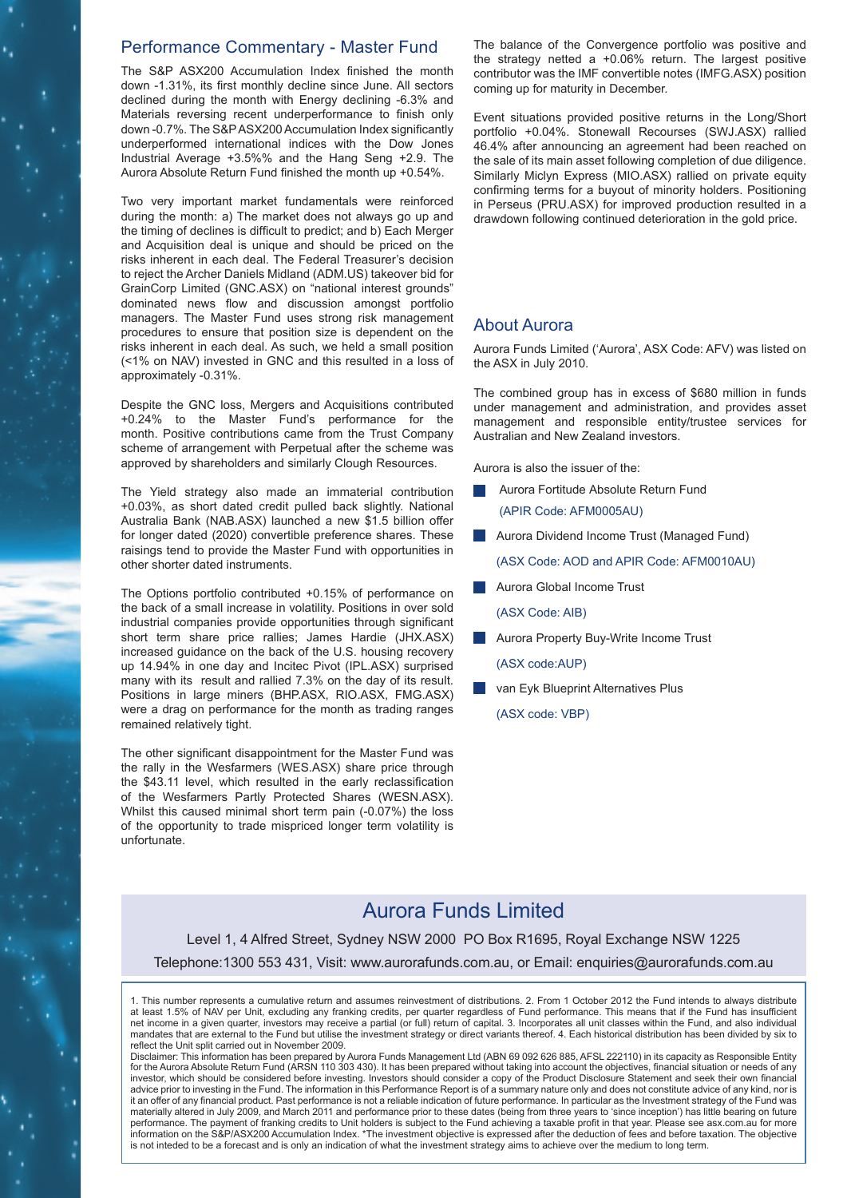## Performance Commentary - Master Fund

The S&P ASX200 Accumulation Index finished the month down -1.31%, its first monthly decline since June. All sectors declined during the month with Energy declining -6.3% and Materials reversing recent underperformance to finish only down -0.7%. The S&P ASX200 Accumulation Index significantly underperformed international indices with the Dow Jones Industrial Average +3.5%% and the Hang Seng +2.9. The Aurora Absolute Return Fund finished the month up +0.54%.

Two very important market fundamentals were reinforced during the month: a) The market does not always go up and the timing of declines is difficult to predict; and b) Each Merger and Acquisition deal is unique and should be priced on the risks inherent in each deal. The Federal Treasurer's decision to reject the Archer Daniels Midland (ADM.US) takeover bid for GrainCorp Limited (GNC.ASX) on "national interest grounds" dominated news flow and discussion amongst portfolio managers. The Master Fund uses strong risk management procedures to ensure that position size is dependent on the risks inherent in each deal. As such, we held a small position (<1% on NAV) invested in GNC and this resulted in a loss of approximately -0.31%.

Despite the GNC loss, Mergers and Acquisitions contributed +0.24% to the Master Fund's performance for the month. Positive contributions came from the Trust Company scheme of arrangement with Perpetual after the scheme was approved by shareholders and similarly Clough Resources.

The Yield strategy also made an immaterial contribution +0.03%, as short dated credit pulled back slightly. National Australia Bank (NAB.ASX) launched a new $1.5 billion offer for longer dated (2020) convertible preference shares. These raisings tend to provide the Master Fund with opportunities in other shorter dated instruments.

The Options portfolio contributed +0.15% of performance on the back of a small increase in volatility. Positions in over sold industrial companies provide opportunities through significant short term share price rallies; James Hardie (JHX.ASX) increased guidance on the back of the U.S. housing recovery up 14.94% in one day and Incitec Pivot (IPL.ASX) surprised many with its result and rallied 7.3% on the day of its result. Positions in large miners (BHP.ASX, RIO.ASX, FMG.ASX) were a drag on performance for the month as trading ranges remained relatively tight.

The other significant disappointment for the Master Fund was the rally in the Wesfarmers (WES.ASX) share price through the $43.11 level, which resulted in the early reclassification of the Wesfarmers Partly Protected Shares (WESN.ASX). Whilst this caused minimal short term pain (-0.07%) the loss of the opportunity to trade mispriced longer term volatility is unfortunate.

The balance of the Convergence portfolio was positive and the strategy netted a +0.06% return. The largest positive contributor was the IMF convertible notes (IMFG.ASX) position coming up for maturity in December.

Event situations provided positive returns in the Long/Short portfolio +0.04%. Stonewall Recourses (SWJ.ASX) rallied 46.4% after announcing an agreement had been reached on the sale of its main asset following completion of due diligence. Similarly Miclyn Express (MIO.ASX) rallied on private equity confirming terms for a buyout of minority holders. Positioning in Perseus (PRU.ASX) for improved production resulted in a drawdown following continued deterioration in the gold price.

## About Aurora

Aurora Funds Limited ('Aurora', ASX Code: AFV) was listed on the ASX in July 2010.

The combined group has in excess of $680 million in funds under management and administration, and provides asset management and responsible entity/trustee services for Australian and New Zealand investors.

Aurora is also the issuer of the:

- Aurora Fortitude Absolute Return Fund (APIR Code: AFM0005AU)
- Aurora Dividend Income Trust (Managed Fund) (ASX Code: AOD and APIR Code: AFM0010AU)
- Aurora Global Income Trust (ASX Code: AIB)
- Aurora Property Buy-Write Income Trust (ASX code:AUP)
- van Eyk Blueprint Alternatives Plus (ASX code: VBP)

## Aurora Funds Limited

Level 1, 4 Alfred Street, Sydney NSW 2000 PO Box R1695, Royal Exchange NSW 1225

Telephone:1300 553 431, Visit: www.aurorafunds.com.au, or Email: enquiries@aurorafunds.com.au

1. This number represents a cumulative return and assumes reinvestment of distributions. 2. From 1 October 2012 the Fund intends to always distribute at least 1.5% of NAV per Unit, excluding any franking credits, per quarter regardless of Fund performance. This means that if the Fund has insufficient net income in a given quarter, investors may receive a partial (or full) return of capital. 3. Incorporates all unit classes within the Fund, and also individual mandates that are external to the Fund but utilise the investment strategy or direct variants thereof. 4. Each historical distribution has been divided by six to reflect the Unit split carried out in November 2009.

Disclaimer: This information has been prepared by Aurora Funds Management Ltd (ABN 69 092 626 885, AFSL 222110) in its capacity as Responsible Entity for the Aurora Absolute Return Fund (ARSN 110 303 430). It has been prepared without taking into account the objectives, financial situation or needs of any investor, which should be considered before investing. Investors should consider a copy of the Product Disclosure Statement and seek their own financial advice prior to investing in the Fund. The information in this Performance Report is of a summary nature only and does not constitute advice of any kind, nor is it an offer of any financial product. Past performance is not a reliable indication of future performance. In particular as the Investment strategy of the Fund was materially altered in July 2009, and March 2011 and performance prior to these dates (being from three years to 'since inception') has little bearing on future performance. The payment of franking credits to Unit holders is subject to the Fund achieving a taxable profit in that year. Please see asx.com.au for more information on the S&P/ASX200 Accumulation Index. *The investment objective is expressed after the deduction of fees and before taxation. The objective is not inteded to be a forecast and is only an indication of what the investment strategy aims to achieve over the medium to long term.